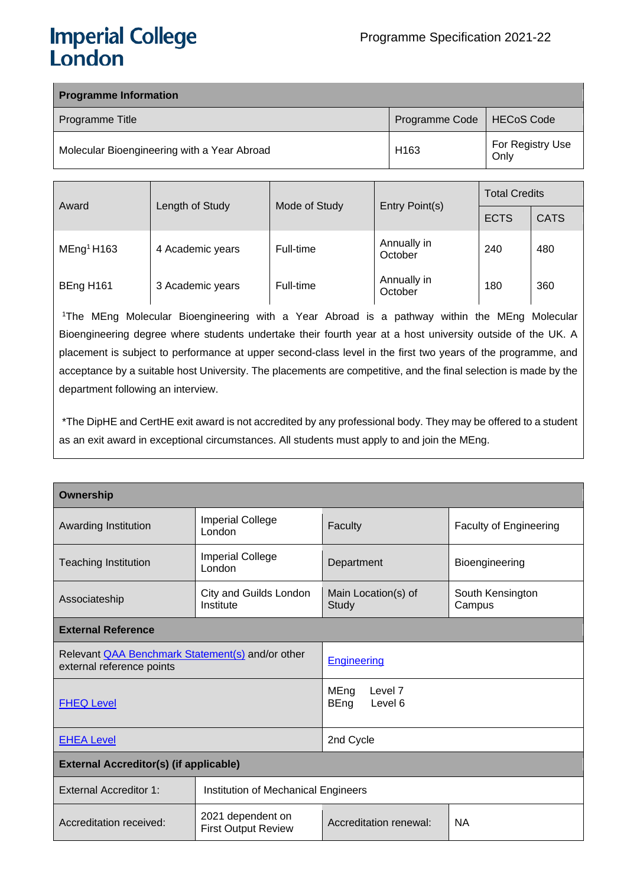Imperial College London

Programme Specification 2021-22

| Programme Information | | |
|---|---|---|
| Programme Title | Programme Code | HECoS Code |
| Molecular Bioengineering with a Year Abroad | H163 | For Registry Use Only |

| Award | Length of Study | Mode of Study | Entry Point(s) | Total Credits | |
|---|---|---|---|---|---|
| | | | | ECTS | CATS |
| MEng[1] H163 | 4 Academic years | Full-time | Annually in October | 240 | 480 |
| BEng H161 | 3 Academic years | Full-time | Annually in October | 180 | 360 |

[1]The MEng Molecular Bioengineering with a Year Abroad is a pathway within the MEng Molecular Bioengineering degree where students undertake their fourth year at a host university outside of the UK. A placement is subject to performance at upper second-class level in the first two years of the programme, and acceptance by a suitable host University. The placements are competitive, and the final selection is made by the department following an interview.

*The DipHE and CertHE exit award is not accredited by any professional body. They may be offered to a student as an exit award in exceptional circumstances. All students must apply to and join the MEng.

| Ownership | | | |
|---|---|---|---|
| Awarding Institution | Imperial College London | Faculty | Faculty of Engineering |
| Teaching Institution | Imperial College London | Department | Bioengineering |
| Associateship | City and Guilds London Institute | Main Location(s) of Study | South Kensington Campus |
| **External Reference** | | | |
| Relevant QAA Benchmark Statement(s) and/or other external reference points | | Engineering | |
| FHEQ Level | | MEng Level 7<br>BEng Level 6 | |
| EHEA Level | | 2nd Cycle | |
| **External Accreditor(s) (if applicable)** | | | |
| External Accreditor 1: | Institution of Mechanical Engineers | | |
| Accreditation received: | 2021 dependent on First Output Review | Accreditation renewal: | NA |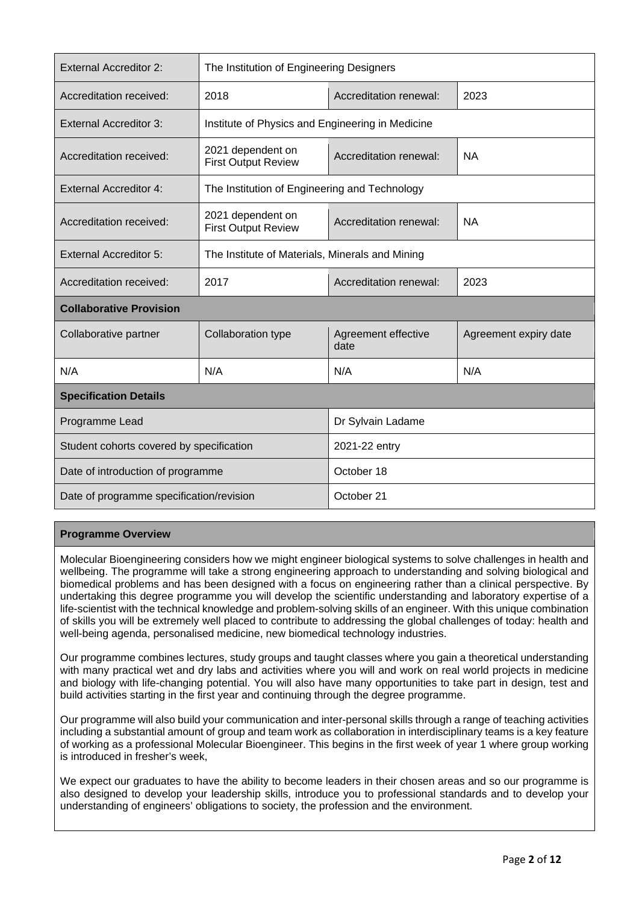| External Accreditor 2: | The Institution of Engineering Designers | | |
|---|---|---|---|
| Accreditation received: | 2018 | Accreditation renewal: | 2023 |
| External Accreditor 3: | Institute of Physics and Engineering in Medicine | | |
| Accreditation received: | 2021 dependent on First Output Review | Accreditation renewal: | NA |
| External Accreditor 4: | The Institution of Engineering and Technology | | |
| Accreditation received: | 2021 dependent on First Output Review | Accreditation renewal: | NA |
| External Accreditor 5: | The Institute of Materials, Minerals and Mining | | |
| Accreditation received: | 2017 | Accreditation renewal: | 2023 |
| **Collaborative Provision** | | | |
| Collaborative partner | Collaboration type | Agreement effective date | Agreement expiry date |
| N/A | N/A | N/A | N/A |
| **Specification Details** | | | |
| Programme Lead | | Dr Sylvain Ladame | |
| Student cohorts covered by specification | | 2021-22 entry | |
| Date of introduction of programme | | October 18 | |
| Date of programme specification/revision | | October 21 | |

**Programme Overview**

Molecular Bioengineering considers how we might engineer biological systems to solve challenges in health and wellbeing. The programme will take a strong engineering approach to understanding and solving biological and biomedical problems and has been designed with a focus on engineering rather than a clinical perspective. By undertaking this degree programme you will develop the scientific understanding and laboratory expertise of a life-scientist with the technical knowledge and problem-solving skills of an engineer. With this unique combination of skills you will be extremely well placed to contribute to addressing the global challenges of today: health and well-being agenda, personalised medicine, new biomedical technology industries.

Our programme combines lectures, study groups and taught classes where you gain a theoretical understanding with many practical wet and dry labs and activities where you will and work on real world projects in medicine and biology with life-changing potential. You will also have many opportunities to take part in design, test and build activities starting in the first year and continuing through the degree programme.

Our programme will also build your communication and inter-personal skills through a range of teaching activities including a substantial amount of group and team work as collaboration in interdisciplinary teams is a key feature of working as a professional Molecular Bioengineer. This begins in the first week of year 1 where group working is introduced in fresher's week,

We expect our graduates to have the ability to become leaders in their chosen areas and so our programme is also designed to develop your leadership skills, introduce you to professional standards and to develop your understanding of engineers' obligations to society, the profession and the environment.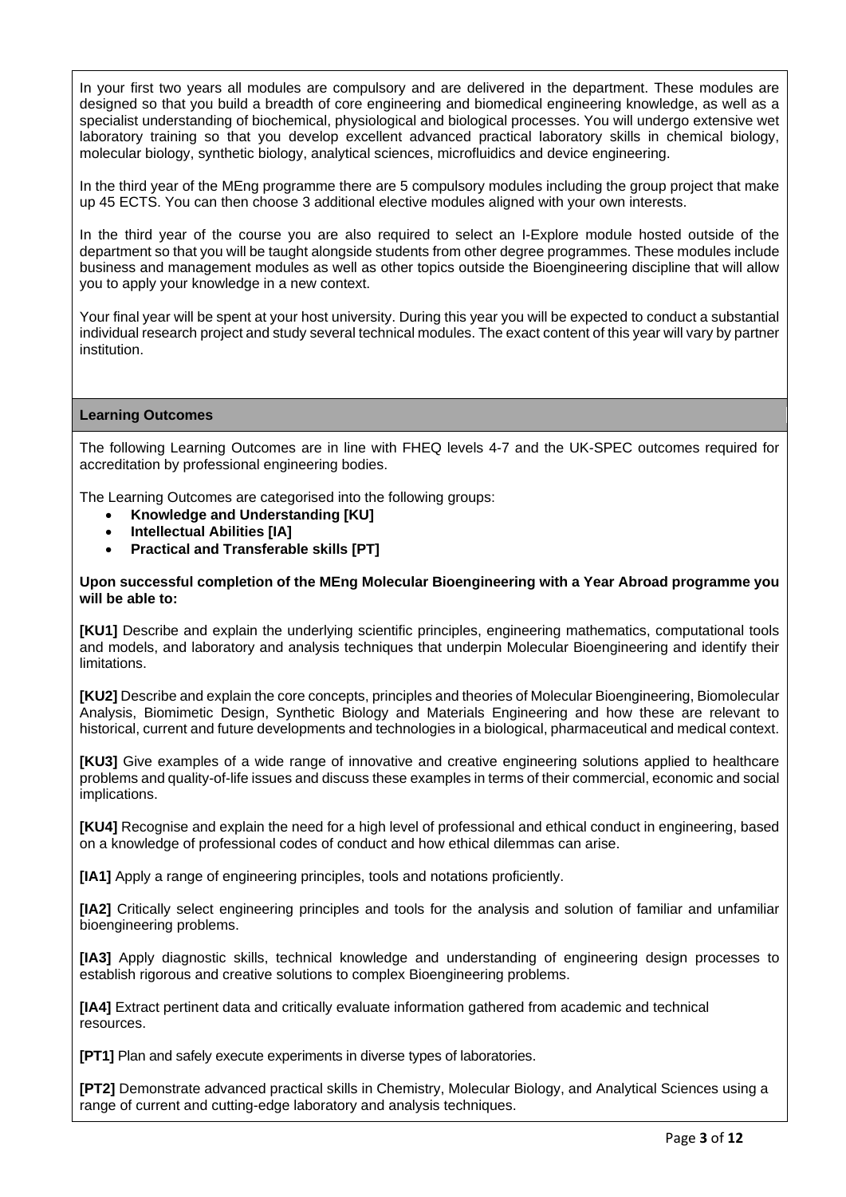In your first two years all modules are compulsory and are delivered in the department. These modules are designed so that you build a breadth of core engineering and biomedical engineering knowledge, as well as a specialist understanding of biochemical, physiological and biological processes. You will undergo extensive wet laboratory training so that you develop excellent advanced practical laboratory skills in chemical biology, molecular biology, synthetic biology, analytical sciences, microfluidics and device engineering.

In the third year of the MEng programme there are 5 compulsory modules including the group project that make up 45 ECTS. You can then choose 3 additional elective modules aligned with your own interests.

In the third year of the course you are also required to select an I-Explore module hosted outside of the department so that you will be taught alongside students from other degree programmes. These modules include business and management modules as well as other topics outside the Bioengineering discipline that will allow you to apply your knowledge in a new context.

Your final year will be spent at your host university. During this year you will be expected to conduct a substantial individual research project and study several technical modules. The exact content of this year will vary by partner institution.

## Learning Outcomes

The following Learning Outcomes are in line with FHEQ levels 4-7 and the UK-SPEC outcomes required for accreditation by professional engineering bodies.

The Learning Outcomes are categorised into the following groups:

- **Knowledge and Understanding [KU]**
- **Intellectual Abilities [IA]**
- **Practical and Transferable skills [PT]**

**Upon successful completion of the MEng Molecular Bioengineering with a Year Abroad programme you will be able to:**

**[KU1]** Describe and explain the underlying scientific principles, engineering mathematics, computational tools and models, and laboratory and analysis techniques that underpin Molecular Bioengineering and identify their limitations.

**[KU2]** Describe and explain the core concepts, principles and theories of Molecular Bioengineering, Biomolecular Analysis, Biomimetic Design, Synthetic Biology and Materials Engineering and how these are relevant to historical, current and future developments and technologies in a biological, pharmaceutical and medical context.

**[KU3]** Give examples of a wide range of innovative and creative engineering solutions applied to healthcare problems and quality-of-life issues and discuss these examples in terms of their commercial, economic and social implications.

**[KU4]** Recognise and explain the need for a high level of professional and ethical conduct in engineering, based on a knowledge of professional codes of conduct and how ethical dilemmas can arise.

**[IA1]** Apply a range of engineering principles, tools and notations proficiently.

**[IA2]** Critically select engineering principles and tools for the analysis and solution of familiar and unfamiliar bioengineering problems.

**[IA3]** Apply diagnostic skills, technical knowledge and understanding of engineering design processes to establish rigorous and creative solutions to complex Bioengineering problems.

**[IA4]** Extract pertinent data and critically evaluate information gathered from academic and technical resources.

**[PT1]** Plan and safely execute experiments in diverse types of laboratories.

**[PT2]** Demonstrate advanced practical skills in Chemistry, Molecular Biology, and Analytical Sciences using a range of current and cutting-edge laboratory and analysis techniques.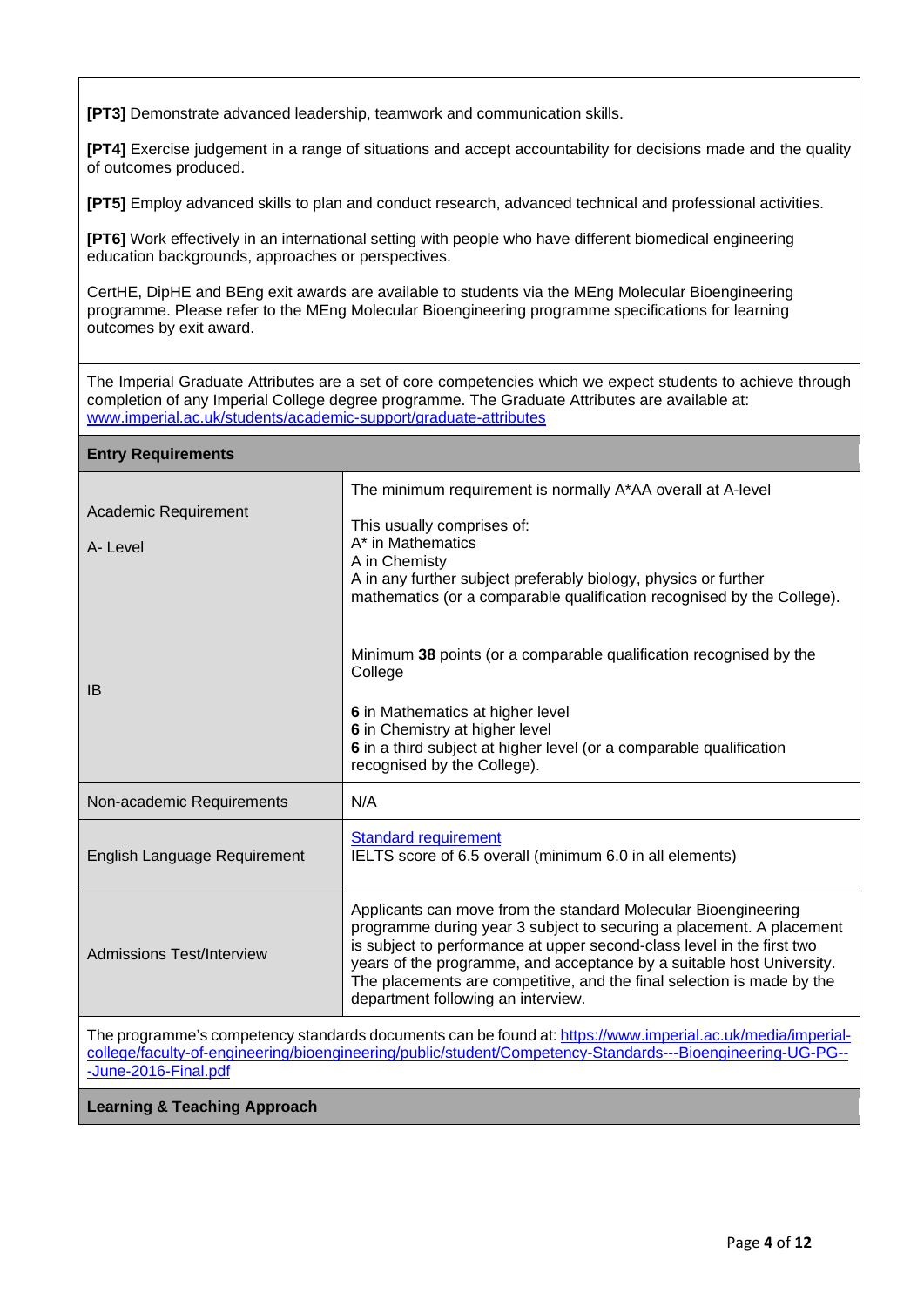**[PT3]** Demonstrate advanced leadership, teamwork and communication skills.

**[PT4]** Exercise judgement in a range of situations and accept accountability for decisions made and the quality of outcomes produced.

**[PT5]** Employ advanced skills to plan and conduct research, advanced technical and professional activities.

**[PT6]** Work effectively in an international setting with people who have different biomedical engineering education backgrounds, approaches or perspectives.

CertHE, DipHE and BEng exit awards are available to students via the MEng Molecular Bioengineering programme. Please refer to the MEng Molecular Bioengineering programme specifications for learning outcomes by exit award.

The Imperial Graduate Attributes are a set of core competencies which we expect students to achieve through completion of any Imperial College degree programme. The Graduate Attributes are available at: [www.imperial.ac.uk/students/academic-support/graduate-attributes](www.imperial.ac.uk/students/academic-support/graduate-attributes)

## Entry Requirements

| | |
|---|---|
| Academic Requirement<br><br>A- Level | The minimum requirement is normally A*AA overall at A-level<br><br>This usually comprises of:<br>A* in Mathematics<br>A in Chemisty<br>A in any further subject preferably biology, physics or further mathematics (or a comparable qualification recognised by the College). |
| IB | Minimum **38** points (or a comparable qualification recognised by the College<br><br>**6** in Mathematics at higher level<br>**6** in Chemistry at higher level<br>**6** in a third subject at higher level (or a comparable qualification recognised by the College). |
| Non-academic Requirements | N/A |
| English Language Requirement | Standard requirement<br>IELTS score of 6.5 overall (minimum 6.0 in all elements) |
| Admissions Test/Interview | Applicants can move from the standard Molecular Bioengineering programme during year 3 subject to securing a placement. A placement is subject to performance at upper second-class level in the first two years of the programme, and acceptance by a suitable host University. The placements are competitive, and the final selection is made by the department following an interview. |

The programme's competency standards documents can be found at: [https://www.imperial.ac.uk/media/imperial-college/faculty-of-engineering/bioengineering/public/student/Competency-Standards---Bioengineering-UG-PG---June-2016-Final.pdf](https://www.imperial.ac.uk/media/imperial-college/faculty-of-engineering/bioengineering/public/student/Competency-Standards---Bioengineering-UG-PG---June-2016-Final.pdf)

## Learning & Teaching Approach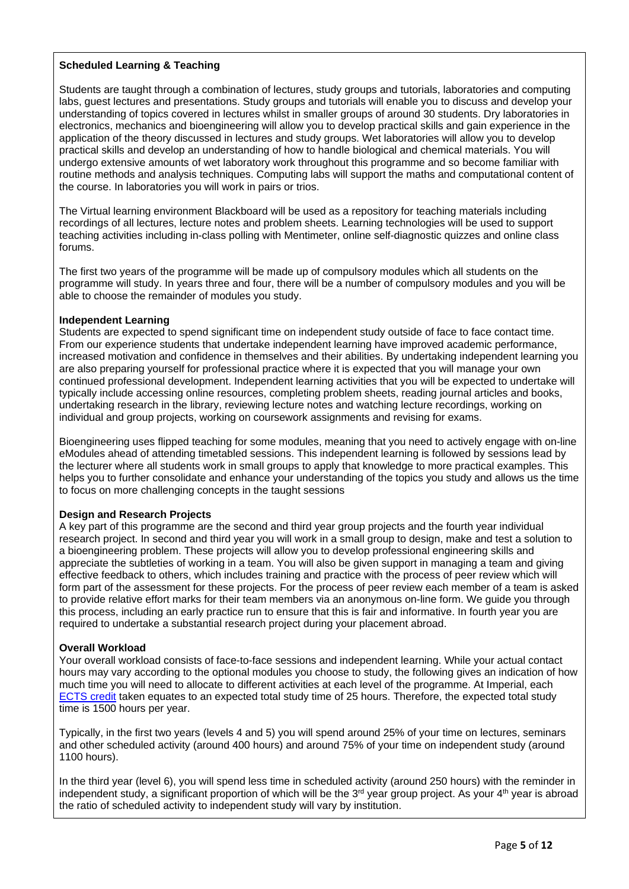**Scheduled Learning & Teaching**

Students are taught through a combination of lectures, study groups and tutorials, laboratories and computing labs, guest lectures and presentations. Study groups and tutorials will enable you to discuss and develop your understanding of topics covered in lectures whilst in smaller groups of around 30 students. Dry laboratories in electronics, mechanics and bioengineering will allow you to develop practical skills and gain experience in the application of the theory discussed in lectures and study groups. Wet laboratories will allow you to develop practical skills and develop an understanding of how to handle biological and chemical materials. You will undergo extensive amounts of wet laboratory work throughout this programme and so become familiar with routine methods and analysis techniques. Computing labs will support the maths and computational content of the course. In laboratories you will work in pairs or trios.

The Virtual learning environment Blackboard will be used as a repository for teaching materials including recordings of all lectures, lecture notes and problem sheets. Learning technologies will be used to support teaching activities including in-class polling with Mentimeter, online self-diagnostic quizzes and online class forums.

The first two years of the programme will be made up of compulsory modules which all students on the programme will study. In years three and four, there will be a number of compulsory modules and you will be able to choose the remainder of modules you study.

**Independent Learning**

Students are expected to spend significant time on independent study outside of face to face contact time. From our experience students that undertake independent learning have improved academic performance, increased motivation and confidence in themselves and their abilities. By undertaking independent learning you are also preparing yourself for professional practice where it is expected that you will manage your own continued professional development. Independent learning activities that you will be expected to undertake will typically include accessing online resources, completing problem sheets, reading journal articles and books, undertaking research in the library, reviewing lecture notes and watching lecture recordings, working on individual and group projects, working on coursework assignments and revising for exams.

Bioengineering uses flipped teaching for some modules, meaning that you need to actively engage with on-line eModules ahead of attending timetabled sessions. This independent learning is followed by sessions lead by the lecturer where all students work in small groups to apply that knowledge to more practical examples. This helps you to further consolidate and enhance your understanding of the topics you study and allows us the time to focus on more challenging concepts in the taught sessions

**Design and Research Projects**

A key part of this programme are the second and third year group projects and the fourth year individual research project. In second and third year you will work in a small group to design, make and test a solution to a bioengineering problem. These projects will allow you to develop professional engineering skills and appreciate the subtleties of working in a team. You will also be given support in managing a team and giving effective feedback to others, which includes training and practice with the process of peer review which will form part of the assessment for these projects. For the process of peer review each member of a team is asked to provide relative effort marks for their team members via an anonymous on-line form. We guide you through this process, including an early practice run to ensure that this is fair and informative. In fourth year you are required to undertake a substantial research project during your placement abroad.

**Overall Workload**

Your overall workload consists of face-to-face sessions and independent learning. While your actual contact hours may vary according to the optional modules you choose to study, the following gives an indication of how much time you will need to allocate to different activities at each level of the programme. At Imperial, each [ECTS credit] taken equates to an expected total study time of 25 hours. Therefore, the expected total study time is 1500 hours per year.

Typically, in the first two years (levels 4 and 5) you will spend around 25% of your time on lectures, seminars and other scheduled activity (around 400 hours) and around 75% of your time on independent study (around 1100 hours).

In the third year (level 6), you will spend less time in scheduled activity (around 250 hours) with the reminder in independent study, a significant proportion of which will be the 3rd year group project. As your 4th year is abroad the ratio of scheduled activity to independent study will vary by institution.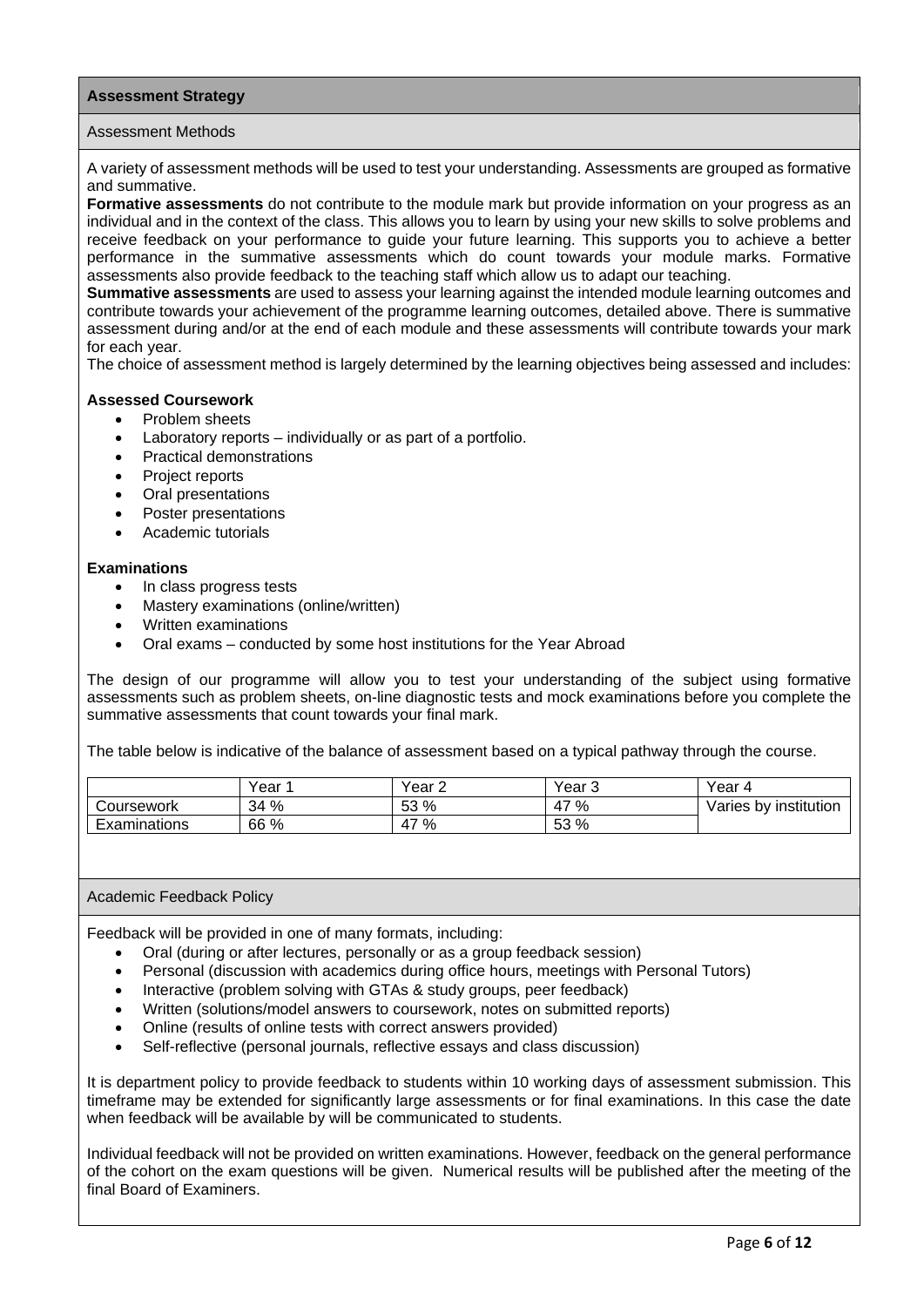## Assessment Strategy

### Assessment Methods

A variety of assessment methods will be used to test your understanding. Assessments are grouped as formative and summative.

**Formative assessments** do not contribute to the module mark but provide information on your progress as an individual and in the context of the class. This allows you to learn by using your new skills to solve problems and receive feedback on your performance to guide your future learning. This supports you to achieve a better performance in the summative assessments which do count towards your module marks. Formative assessments also provide feedback to the teaching staff which allow us to adapt our teaching.

**Summative assessments** are used to assess your learning against the intended module learning outcomes and contribute towards your achievement of the programme learning outcomes, detailed above. There is summative assessment during and/or at the end of each module and these assessments will contribute towards your mark for each year.

The choice of assessment method is largely determined by the learning objectives being assessed and includes:

**Assessed Coursework**

- Problem sheets
- Laboratory reports – individually or as part of a portfolio.
- Practical demonstrations
- Project reports
- Oral presentations
- Poster presentations
- Academic tutorials

**Examinations**

- In class progress tests
- Mastery examinations (online/written)
- Written examinations
- Oral exams – conducted by some host institutions for the Year Abroad

The design of our programme will allow you to test your understanding of the subject using formative assessments such as problem sheets, on-line diagnostic tests and mock examinations before you complete the summative assessments that count towards your final mark.

The table below is indicative of the balance of assessment based on a typical pathway through the course.

| | Year 1 | Year 2 | Year 3 | Year 4 |
|---|---|---|---|---|
| Coursework | 34 % | 53 % | 47 % | Varies by institution |
| Examinations | 66 % | 47 % | 53 % | |

### Academic Feedback Policy

Feedback will be provided in one of many formats, including:

- Oral (during or after lectures, personally or as a group feedback session)
- Personal (discussion with academics during office hours, meetings with Personal Tutors)
- Interactive (problem solving with GTAs & study groups, peer feedback)
- Written (solutions/model answers to coursework, notes on submitted reports)
- Online (results of online tests with correct answers provided)
- Self-reflective (personal journals, reflective essays and class discussion)

It is department policy to provide feedback to students within 10 working days of assessment submission. This timeframe may be extended for significantly large assessments or for final examinations. In this case the date when feedback will be available by will be communicated to students.

Individual feedback will not be provided on written examinations. However, feedback on the general performance of the cohort on the exam questions will be given. Numerical results will be published after the meeting of the final Board of Examiners.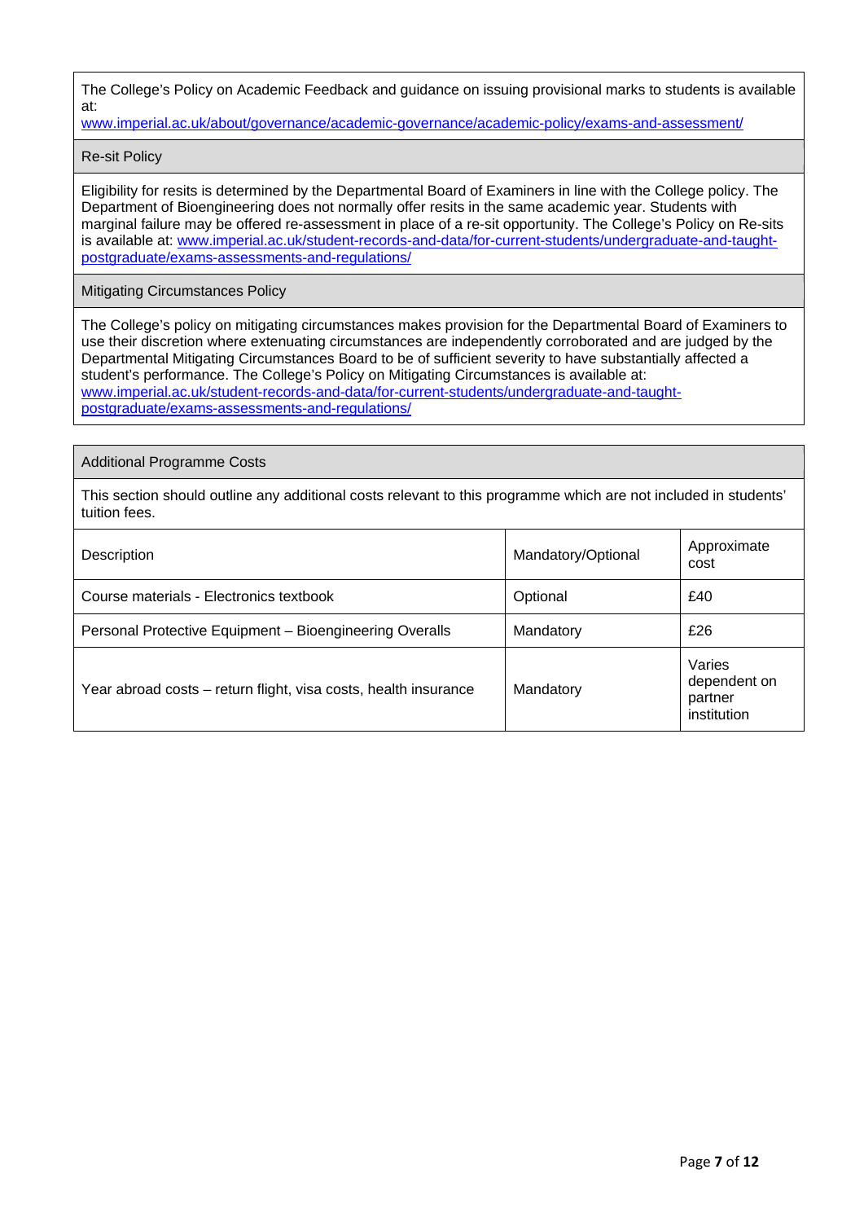The College's Policy on Academic Feedback and guidance on issuing provisional marks to students is available at:
www.imperial.ac.uk/about/governance/academic-governance/academic-policy/exams-and-assessment/

### Re-sit Policy

Eligibility for resits is determined by the Departmental Board of Examiners in line with the College policy. The Department of Bioengineering does not normally offer resits in the same academic year. Students with marginal failure may be offered re-assessment in place of a re-sit opportunity. The College's Policy on Re-sits is available at: www.imperial.ac.uk/student-records-and-data/for-current-students/undergraduate-and-taught-postgraduate/exams-assessments-and-regulations/

### Mitigating Circumstances Policy

The College's policy on mitigating circumstances makes provision for the Departmental Board of Examiners to use their discretion where extenuating circumstances are independently corroborated and are judged by the Departmental Mitigating Circumstances Board to be of sufficient severity to have substantially affected a student's performance. The College's Policy on Mitigating Circumstances is available at: www.imperial.ac.uk/student-records-and-data/for-current-students/undergraduate-and-taught-postgraduate/exams-assessments-and-regulations/

### Additional Programme Costs

This section should outline any additional costs relevant to this programme which are not included in students' tuition fees.

| Description | Mandatory/Optional | Approximate cost |
|---|---|---|
| Course materials - Electronics textbook | Optional | £40 |
| Personal Protective Equipment – Bioengineering Overalls | Mandatory | £26 |
| Year abroad costs – return flight, visa costs, health insurance | Mandatory | Varies dependent on partner institution |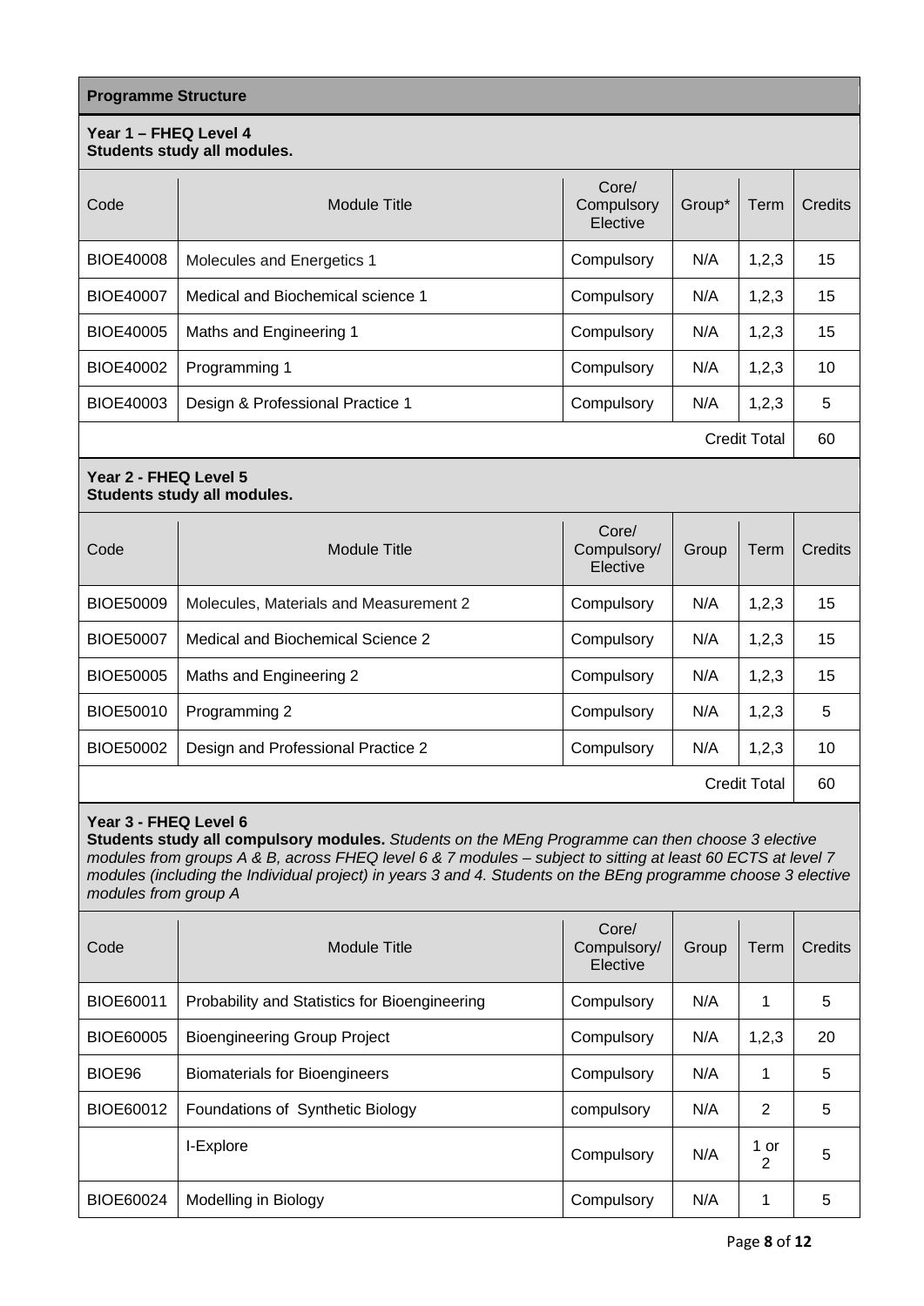**Programme Structure**

**Year 1 – FHEQ Level 4**
**Students study all modules.**

| Code | Module Title | Core/ Compulsory Elective | Group* | Term | Credits |
|---|---|---|---|---|---|
| BIOE40008 | Molecules and Energetics 1 | Compulsory | N/A | 1,2,3 | 15 |
| BIOE40007 | Medical and Biochemical science 1 | Compulsory | N/A | 1,2,3 | 15 |
| BIOE40005 | Maths and Engineering 1 | Compulsory | N/A | 1,2,3 | 15 |
| BIOE40002 | Programming 1 | Compulsory | N/A | 1,2,3 | 10 |
| BIOE40003 | Design & Professional Practice 1 | Compulsory | N/A | 1,2,3 | 5 |
| | | | | Credit Total | 60 |

**Year 2 - FHEQ Level 5**
**Students study all modules.**

| Code | Module Title | Core/ Compulsory/ Elective | Group | Term | Credits |
|---|---|---|---|---|---|
| BIOE50009 | Molecules, Materials and Measurement 2 | Compulsory | N/A | 1,2,3 | 15 |
| BIOE50007 | Medical and Biochemical Science 2 | Compulsory | N/A | 1,2,3 | 15 |
| BIOE50005 | Maths and Engineering 2 | Compulsory | N/A | 1,2,3 | 15 |
| BIOE50010 | Programming 2 | Compulsory | N/A | 1,2,3 | 5 |
| BIOE50002 | Design and Professional Practice 2 | Compulsory | N/A | 1,2,3 | 10 |
| | | | | Credit Total | 60 |

**Year 3 - FHEQ Level 6**
**Students study all compulsory modules.** *Students on the MEng Programme can then choose 3 elective modules from groups A & B, across FHEQ level 6 & 7 modules – subject to sitting at least 60 ECTS at level 7 modules (including the Individual project) in years 3 and 4. Students on the BEng programme choose 3 elective modules from group A*

| Code | Module Title | Core/ Compulsory/ Elective | Group | Term | Credits |
|---|---|---|---|---|---|
| BIOE60011 | Probability and Statistics for Bioengineering | Compulsory | N/A | 1 | 5 |
| BIOE60005 | Bioengineering Group Project | Compulsory | N/A | 1,2,3 | 20 |
| BIOE96 | Biomaterials for Bioengineers | Compulsory | N/A | 1 | 5 |
| BIOE60012 | Foundations of Synthetic Biology | compulsory | N/A | 2 | 5 |
| | I-Explore | Compulsory | N/A | 1 or 2 | 5 |
| BIOE60024 | Modelling in Biology | Compulsory | N/A | 1 | 5 |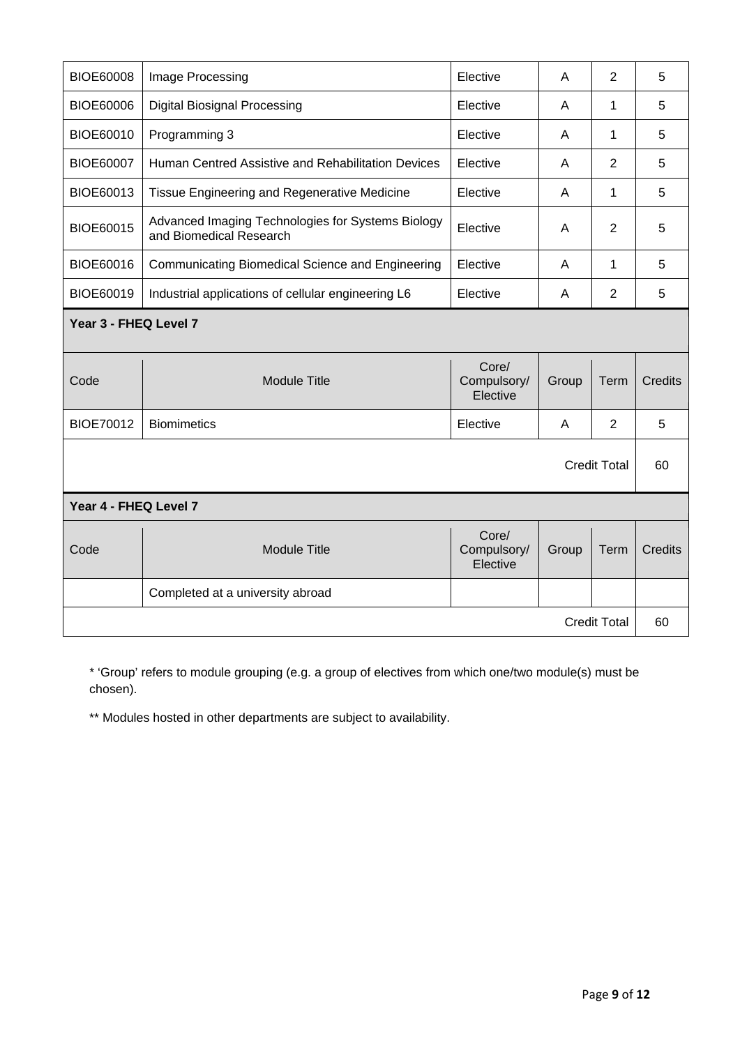| BIOE60008 | Image Processing | Elective | A | 2 | 5 |
|---|---|---|---|---|---|
| BIOE60006 | Digital Biosignal Processing | Elective | A | 1 | 5 |
| BIOE60010 | Programming 3 | Elective | A | 1 | 5 |
| BIOE60007 | Human Centred Assistive and Rehabilitation Devices | Elective | A | 2 | 5 |
| BIOE60013 | Tissue Engineering and Regenerative Medicine | Elective | A | 1 | 5 |
| BIOE60015 | Advanced Imaging Technologies for Systems Biology and Biomedical Research | Elective | A | 2 | 5 |
| BIOE60016 | Communicating Biomedical Science and Engineering | Elective | A | 1 | 5 |
| BIOE60019 | Industrial applications of cellular engineering L6 | Elective | A | 2 | 5 |

**Year 3 - FHEQ Level 7**

| Code | Module Title | Core/ Compulsory/ Elective | Group | Term | Credits |
|---|---|---|---|---|---|
| BIOE70012 | Biomimetics | Elective | A | 2 | 5 |
| | | | | Credit Total | 60 |

**Year 4 - FHEQ Level 7**

| Code | Module Title | Core/ Compulsory/ Elective | Group | Term | Credits |
|---|---|---|---|---|---|
| | Completed at a university abroad | | | | |
| | | | | Credit Total | 60 |

* 'Group' refers to module grouping (e.g. a group of electives from which one/two module(s) must be chosen).

** Modules hosted in other departments are subject to availability.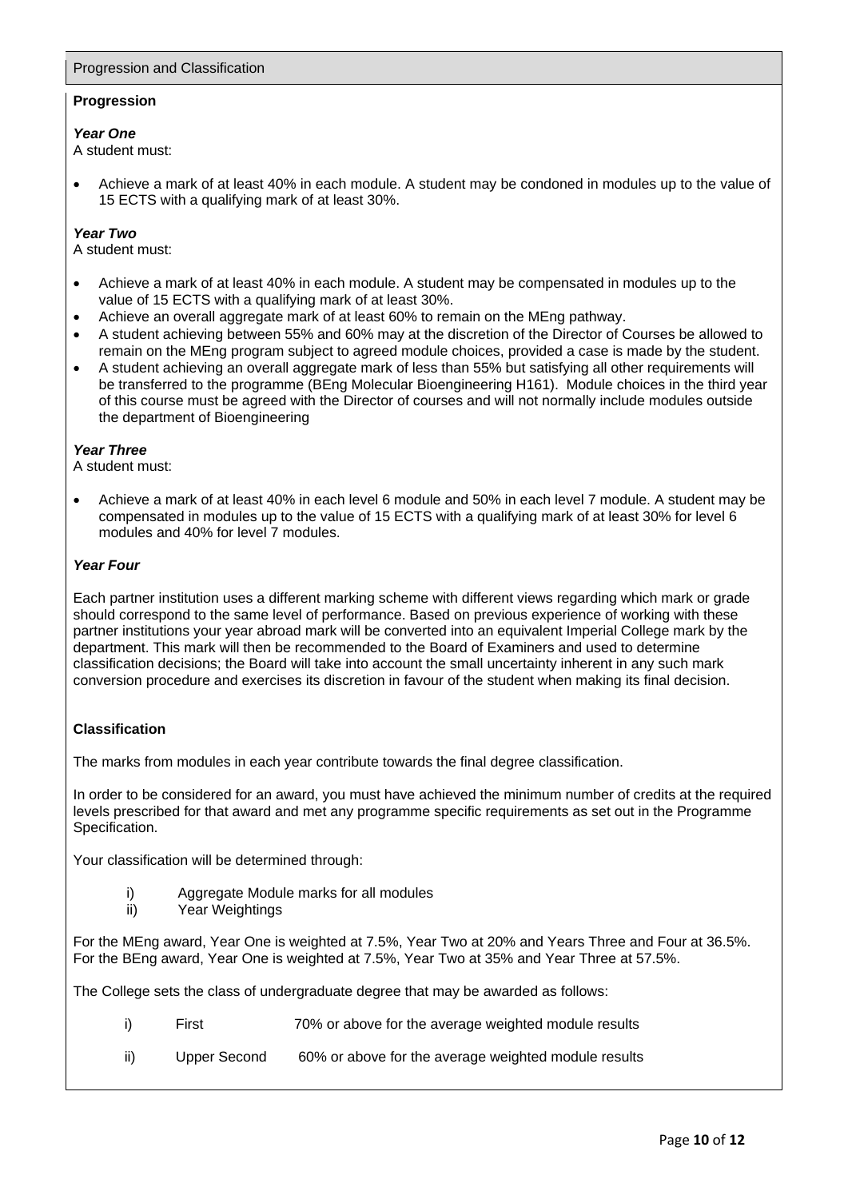## Progression and Classification

### Progression

***Year One***

A student must:

- Achieve a mark of at least 40% in each module. A student may be condoned in modules up to the value of 15 ECTS with a qualifying mark of at least 30%.

***Year Two***

A student must:

- Achieve a mark of at least 40% in each module. A student may be compensated in modules up to the value of 15 ECTS with a qualifying mark of at least 30%.
- Achieve an overall aggregate mark of at least 60% to remain on the MEng pathway.
- A student achieving between 55% and 60% may at the discretion of the Director of Courses be allowed to remain on the MEng program subject to agreed module choices, provided a case is made by the student.
- A student achieving an overall aggregate mark of less than 55% but satisfying all other requirements will be transferred to the programme (BEng Molecular Bioengineering H161). Module choices in the third year of this course must be agreed with the Director of courses and will not normally include modules outside the department of Bioengineering

***Year Three***

A student must:

- Achieve a mark of at least 40% in each level 6 module and 50% in each level 7 module. A student may be compensated in modules up to the value of 15 ECTS with a qualifying mark of at least 30% for level 6 modules and 40% for level 7 modules.

***Year Four***

Each partner institution uses a different marking scheme with different views regarding which mark or grade should correspond to the same level of performance. Based on previous experience of working with these partner institutions your year abroad mark will be converted into an equivalent Imperial College mark by the department. This mark will then be recommended to the Board of Examiners and used to determine classification decisions; the Board will take into account the small uncertainty inherent in any such mark conversion procedure and exercises its discretion in favour of the student when making its final decision.

### Classification

The marks from modules in each year contribute towards the final degree classification.

In order to be considered for an award, you must have achieved the minimum number of credits at the required levels prescribed for that award and met any programme specific requirements as set out in the Programme Specification.

Your classification will be determined through:

i) Aggregate Module marks for all modules
ii) Year Weightings

For the MEng award, Year One is weighted at 7.5%, Year Two at 20% and Years Three and Four at 36.5%. For the BEng award, Year One is weighted at 7.5%, Year Two at 35% and Year Three at 57.5%.

The College sets the class of undergraduate degree that may be awarded as follows:

i) First 70% or above for the average weighted module results

ii) Upper Second 60% or above for the average weighted module results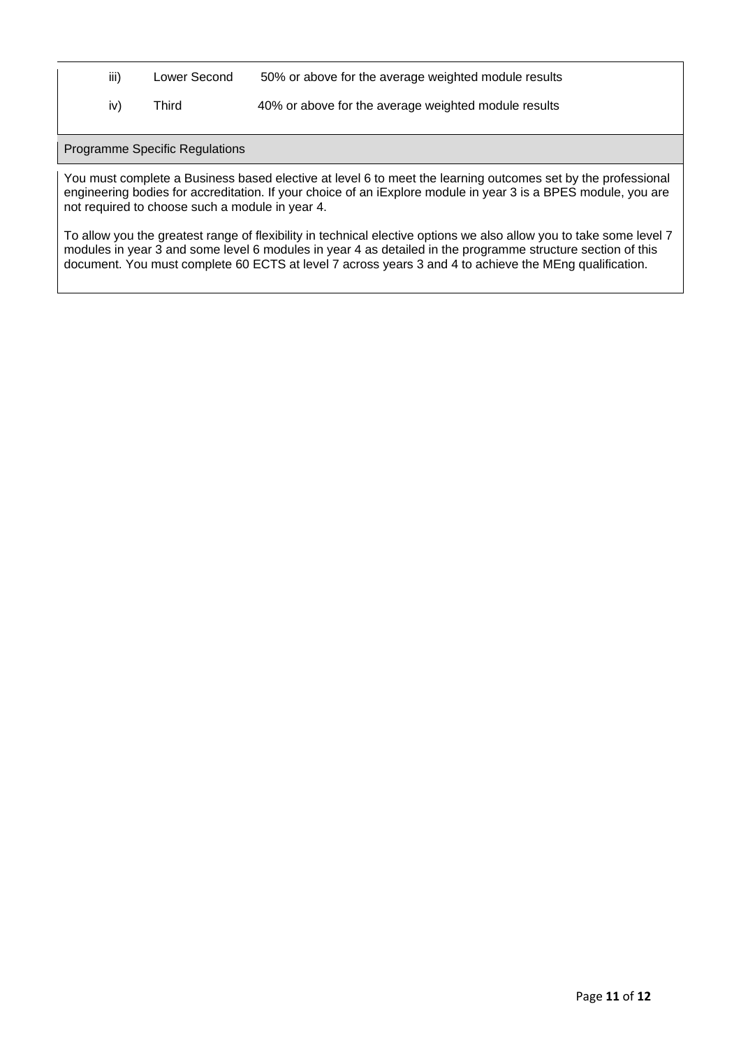| | | |
|---|---|---|
| iii) | Lower Second | 50% or above for the average weighted module results |
| iv) | Third | 40% or above for the average weighted module results |

## Programme Specific Regulations

You must complete a Business based elective at level 6 to meet the learning outcomes set by the professional engineering bodies for accreditation. If your choice of an iExplore module in year 3 is a BPES module, you are not required to choose such a module in year 4.

To allow you the greatest range of flexibility in technical elective options we also allow you to take some level 7 modules in year 3 and some level 6 modules in year 4 as detailed in the programme structure section of this document. You must complete 60 ECTS at level 7 across years 3 and 4 to achieve the MEng qualification.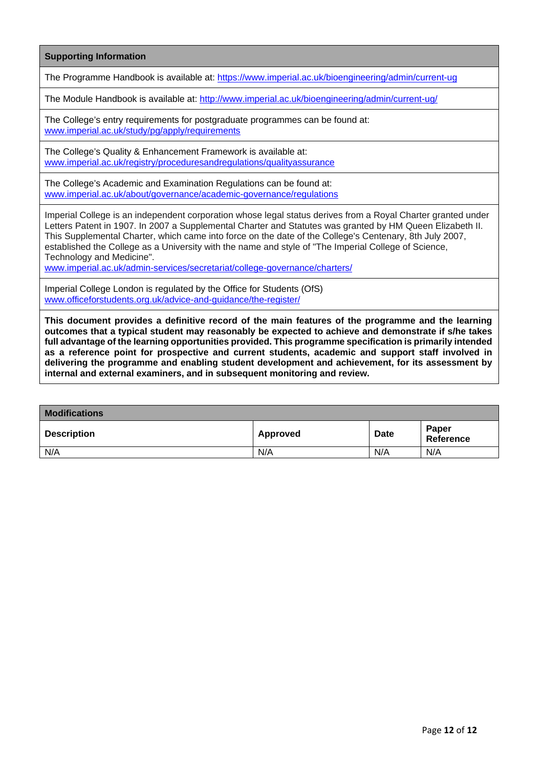## Supporting Information

The Programme Handbook is available at: https://www.imperial.ac.uk/bioengineering/admin/current-ug

The Module Handbook is available at: http://www.imperial.ac.uk/bioengineering/admin/current-ug/

The College's entry requirements for postgraduate programmes can be found at:
www.imperial.ac.uk/study/pg/apply/requirements

The College's Quality & Enhancement Framework is available at:
www.imperial.ac.uk/registry/proceduresandregulations/qualityassurance

The College's Academic and Examination Regulations can be found at:
www.imperial.ac.uk/about/governance/academic-governance/regulations

Imperial College is an independent corporation whose legal status derives from a Royal Charter granted under Letters Patent in 1907. In 2007 a Supplemental Charter and Statutes was granted by HM Queen Elizabeth II. This Supplemental Charter, which came into force on the date of the College's Centenary, 8th July 2007, established the College as a University with the name and style of "The Imperial College of Science, Technology and Medicine".
www.imperial.ac.uk/admin-services/secretariat/college-governance/charters/

Imperial College London is regulated by the Office for Students (OfS)
www.officeforstudents.org.uk/advice-and-guidance/the-register/

**This document provides a definitive record of the main features of the programme and the learning outcomes that a typical student may reasonably be expected to achieve and demonstrate if s/he takes full advantage of the learning opportunities provided. This programme specification is primarily intended as a reference point for prospective and current students, academic and support staff involved in delivering the programme and enabling student development and achievement, for its assessment by internal and external examiners, and in subsequent monitoring and review.**

## Modifications

| Description | Approved | Date | Paper Reference |
|---|---|---|---|
| N/A | N/A | N/A | N/A |